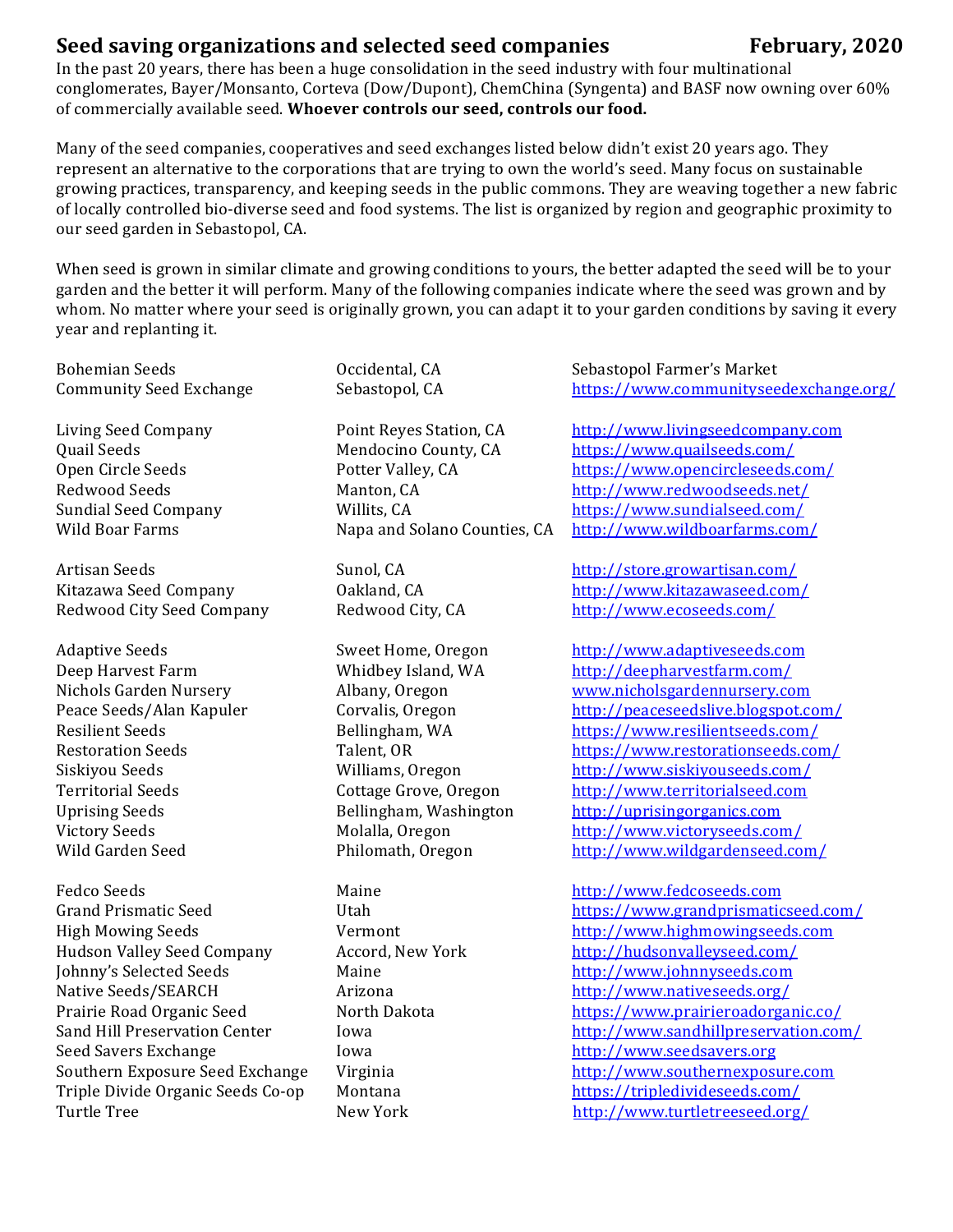# Seed saving organizations and selected seed companies — February, 2020

In the past 20 years, there has been a huge consolidation in the seed industry with four multinational conglomerates, Bayer/Monsanto, Corteva (Dow/Dupont), ChemChina (Syngenta) and BASF now owning over 60% of commercially available seed. **Whoever controls our seed, controls our food.**

Many of the seed companies, cooperatives and seed exchanges listed below didn't exist 20 years ago. They represent an alternative to the corporations that are trying to own the world's seed. Many focus on sustainable growing practices, transparency, and keeping seeds in the public commons. They are weaving together a new fabric of locally controlled bio-diverse seed and food systems. The list is organized by region and geographic proximity to our seed garden in Sebastopol, CA.

When seed is grown in similar climate and growing conditions to yours, the better adapted the seed will be to your garden and the better it will perform. Many of the following companies indicate where the seed was grown and by whom. No matter where your seed is originally grown, you can adapt it to your garden conditions by saving it every year and replanting it.

| Name | Location | Website |
|---|---|---|
| Bohemian Seeds | Occidental, CA | Sebastopol Farmer's Market |
| Community Seed Exchange | Sebastopol, CA | https://www.communityseedexchange.org/ |
| | | |
| Living Seed Company | Point Reyes Station, CA | http://www.livingseedcompany.com |
| Quail Seeds | Mendocino County, CA | https://www.quailseeds.com/ |
| Open Circle Seeds | Potter Valley, CA | https://www.opencircleseeds.com/ |
| Redwood Seeds | Manton, CA | http://www.redwoodseeds.net/ |
| Sundial Seed Company | Willits, CA | https://www.sundialseed.com/ |
| Wild Boar Farms | Napa and Solano Counties, CA | http://www.wildboarfarms.com/ |
| | | |
| Artisan Seeds | Sunol, CA | http://store.growartisan.com/ |
| Kitazawa Seed Company | Oakland, CA | http://www.kitazawaseed.com/ |
| Redwood City Seed Company | Redwood City, CA | http://www.ecoseeds.com/ |
| | | |
| Adaptive Seeds | Sweet Home, Oregon | http://www.adaptiveseeds.com |
| Deep Harvest Farm | Whidbey Island, WA | http://deepharvestfarm.com/ |
| Nichols Garden Nursery | Albany, Oregon | www.nicholsgardennursery.com |
| Peace Seeds/Alan Kapuler | Corvalis, Oregon | http://peaceseedslive.blogspot.com/ |
| Resilient Seeds | Bellingham, WA | https://www.resilientseeds.com/ |
| Restoration Seeds | Talent, OR | https://www.restorationseeds.com/ |
| Siskiyou Seeds | Williams, Oregon | http://www.siskiyouseeds.com/ |
| Territorial Seeds | Cottage Grove, Oregon | http://www.territorialseed.com |
| Uprising Seeds | Bellingham, Washington | http://uprisingorganics.com |
| Victory Seeds | Molalla, Oregon | http://www.victoryseeds.com/ |
| Wild Garden Seed | Philomath, Oregon | http://www.wildgardenseed.com/ |
| | | |
| Fedco Seeds | Maine | http://www.fedcoseeds.com |
| Grand Prismatic Seed | Utah | https://www.grandprismaticseed.com/ |
| High Mowing Seeds | Vermont | http://www.highmowingseeds.com |
| Hudson Valley Seed Company | Accord, New York | http://hudsonvalleyseed.com/ |
| Johnny's Selected Seeds | Maine | http://www.johnnyseeds.com |
| Native Seeds/SEARCH | Arizona | http://www.nativeseeds.org/ |
| Prairie Road Organic Seed | North Dakota | https://www.prairieroadorganic.co/ |
| Sand Hill Preservation Center | Iowa | http://www.sandhillpreservation.com/ |
| Seed Savers Exchange | Iowa | http://www.seedsavers.org |
| Southern Exposure Seed Exchange | Virginia | http://www.southernexposure.com |
| Triple Divide Organic Seeds Co-op | Montana | https://tripledivideseeds.com/ |
| Turtle Tree | New York | http://www.turtletreeseed.org/ |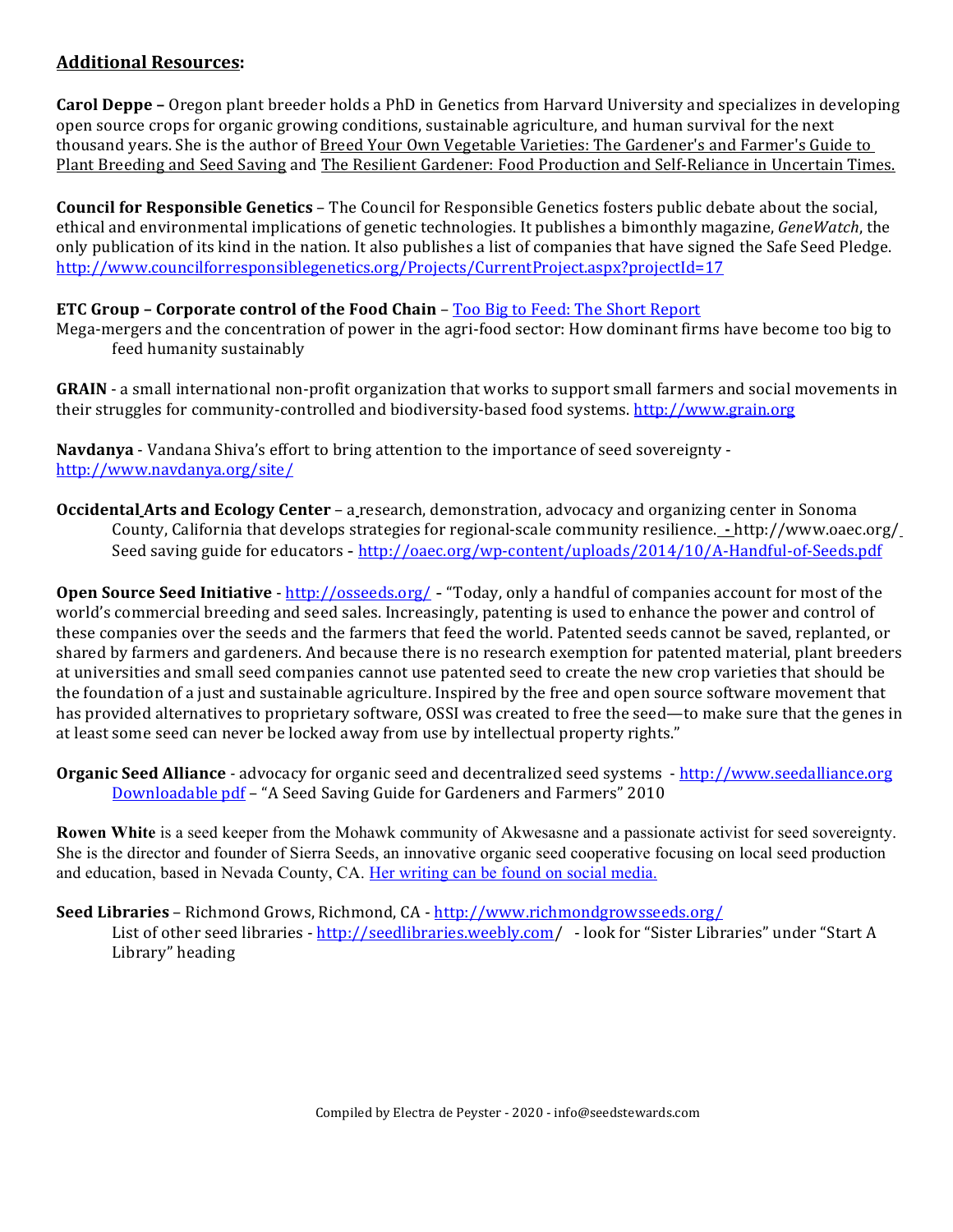## Additional Resources:

**Carol Deppe –** Oregon plant breeder holds a PhD in Genetics from Harvard University and specializes in developing open source crops for organic growing conditions, sustainable agriculture, and human survival for the next thousand years. She is the author of Breed Your Own Vegetable Varieties: The Gardener's and Farmer's Guide to Plant Breeding and Seed Saving and The Resilient Gardener: Food Production and Self-Reliance in Uncertain Times.

**Council for Responsible Genetics** – The Council for Responsible Genetics fosters public debate about the social, ethical and environmental implications of genetic technologies. It publishes a bimonthly magazine, *GeneWatch*, the only publication of its kind in the nation. It also publishes a list of companies that have signed the Safe Seed Pledge. http://www.councilforresponsiblegenetics.org/Projects/CurrentProject.aspx?projectId=17

**ETC Group – Corporate control of the Food Chain** – Too Big to Feed: The Short Report
Mega-mergers and the concentration of power in the agri-food sector: How dominant firms have become too big to feed humanity sustainably

**GRAIN** - a small international non-profit organization that works to support small farmers and social movements in their struggles for community-controlled and biodiversity-based food systems. http://www.grain.org

**Navdanya** - Vandana Shiva's effort to bring attention to the importance of seed sovereignty - http://www.navdanya.org/site/

**Occidental Arts and Ecology Center** – a research, demonstration, advocacy and organizing center in Sonoma County, California that develops strategies for regional-scale community resilience. - http://www.oaec.org/
Seed saving guide for educators - http://oaec.org/wp-content/uploads/2014/10/A-Handful-of-Seeds.pdf

**Open Source Seed Initiative** - http://osseeds.org/ - "Today, only a handful of companies account for most of the world's commercial breeding and seed sales. Increasingly, patenting is used to enhance the power and control of these companies over the seeds and the farmers that feed the world. Patented seeds cannot be saved, replanted, or shared by farmers and gardeners. And because there is no research exemption for patented material, plant breeders at universities and small seed companies cannot use patented seed to create the new crop varieties that should be the foundation of a just and sustainable agriculture. Inspired by the free and open source software movement that has provided alternatives to proprietary software, OSSI was created to free the seed—to make sure that the genes in at least some seed can never be locked away from use by intellectual property rights."

**Organic Seed Alliance** - advocacy for organic seed and decentralized seed systems - http://www.seedalliance.org
Downloadable pdf – "A Seed Saving Guide for Gardeners and Farmers" 2010

**Rowen White** is a seed keeper from the Mohawk community of Akwesasne and a passionate activist for seed sovereignty. She is the director and founder of Sierra Seeds, an innovative organic seed cooperative focusing on local seed production and education, based in Nevada County, CA. Her writing can be found on social media.

**Seed Libraries** – Richmond Grows, Richmond, CA - http://www.richmondgrowsseeds.org/
List of other seed libraries - http://seedlibraries.weebly.com/ - look for "Sister Libraries" under "Start A Library" heading

Compiled by Electra de Peyster - 2020 - info@seedstewards.com